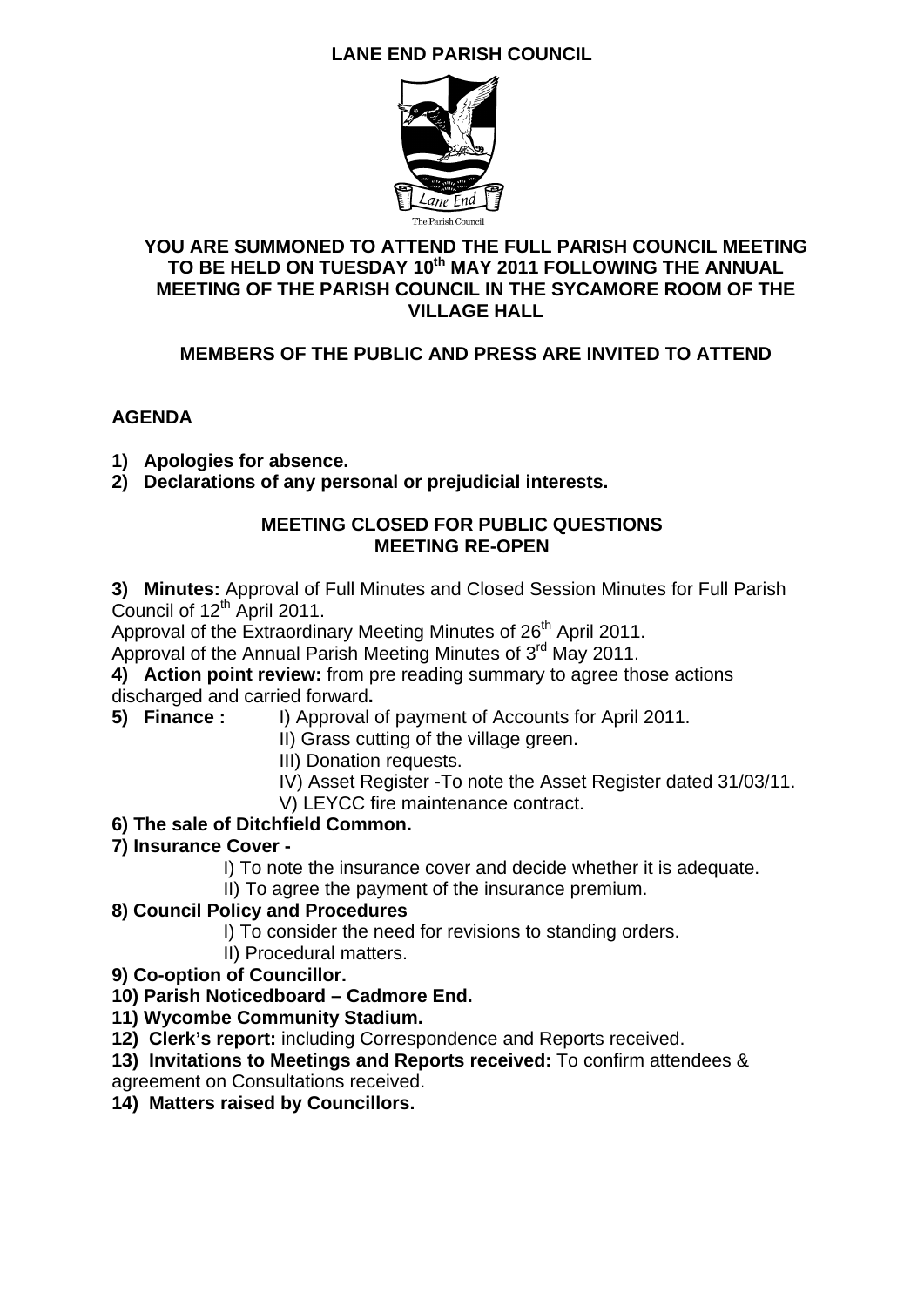# LANE END PARISH COUNCIL

The Parish Council

**YOU ARE SUMMONED TO ATTEND THE FULL PARISH COUNCIL MEETING TO BE HELD ON TUESDAY 10th MAY 2011 FOLLOWING THE ANNUAL MEETING OF THE PARISH COUNCIL IN THE SYCAMORE ROOM OF THE VILLAGE HALL**

**MEMBERS OF THE PUBLIC AND PRESS ARE INVITED TO ATTEND**

## AGENDA

1) **Apologies for absence.**
2) **Declarations of any personal or prejudicial interests.**

**MEETING CLOSED FOR PUBLIC QUESTIONS**
**MEETING RE-OPEN**

3) **Minutes:** Approval of Full Minutes and Closed Session Minutes for Full Parish Council of 12th April 2011.
Approval of the Extraordinary Meeting Minutes of 26th April 2011.
Approval of the Annual Parish Meeting Minutes of 3rd May 2011.

4) **Action point review:** from pre reading summary to agree those actions discharged and carried forward**.**

5) **Finance :**
   - I) Approval of payment of Accounts for April 2011.
   - II) Grass cutting of the village green.
   - III) Donation requests.
   - IV) Asset Register -To note the Asset Register dated 31/03/11.
   - V) LEYCC fire maintenance contract.

6) **The sale of Ditchfield Common.**

7) **Insurance Cover -**
   - I) To note the insurance cover and decide whether it is adequate.
   - II) To agree the payment of the insurance premium.

8) **Council Policy and Procedures**
   - I) To consider the need for revisions to standing orders.
   - II) Procedural matters.

9) **Co-option of Councillor.**

10) **Parish Noticedboard – Cadmore End.**

11) **Wycombe Community Stadium.**

12) **Clerk's report:** including Correspondence and Reports received.

13) **Invitations to Meetings and Reports received:** To confirm attendees & agreement on Consultations received.

14) **Matters raised by Councillors.**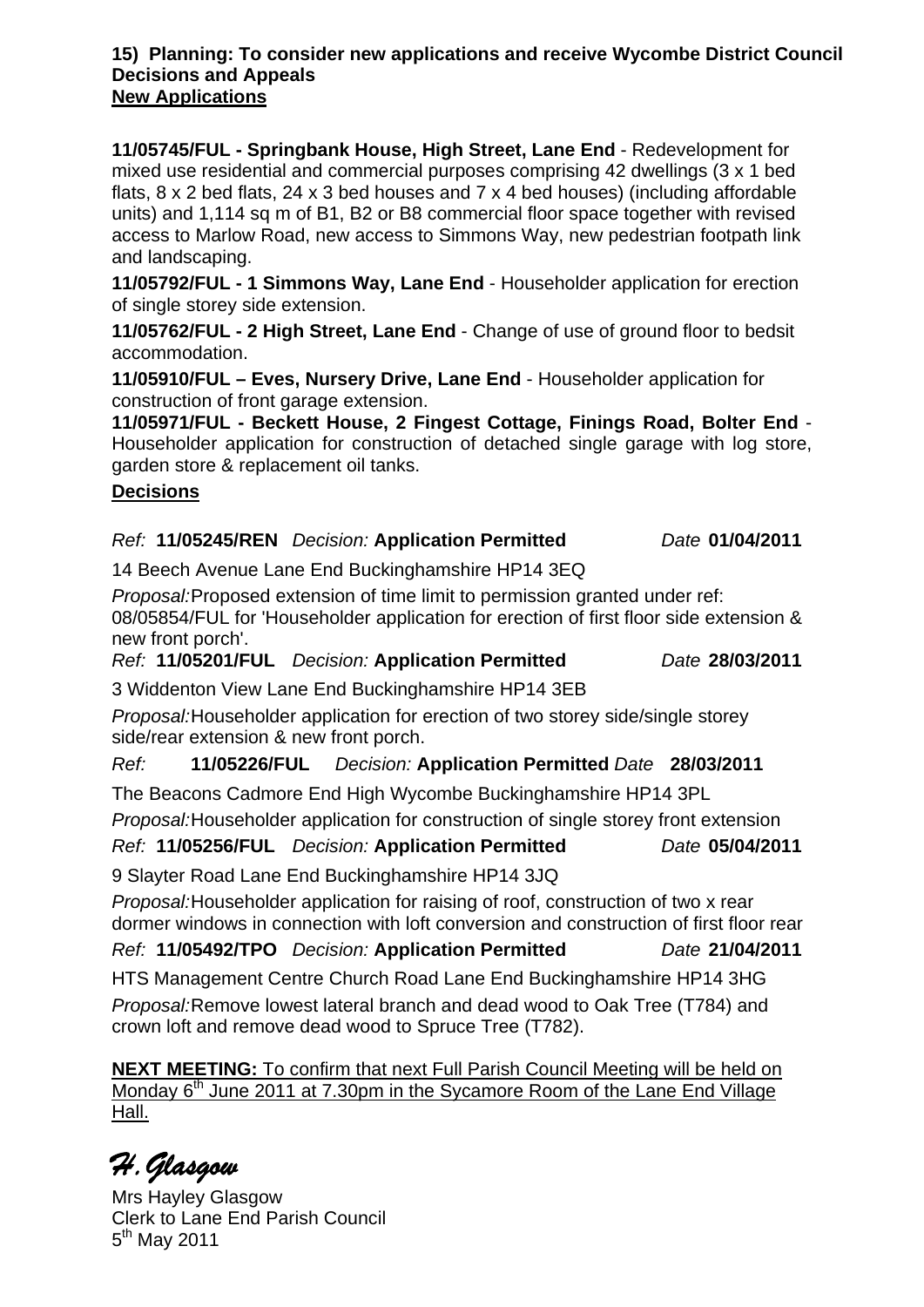**15) Planning: To consider new applications and receive Wycombe District Council Decisions and Appeals**

**New Applications**

**11/05745/FUL - Springbank House, High Street, Lane End** - Redevelopment for mixed use residential and commercial purposes comprising 42 dwellings (3 x 1 bed flats, 8 x 2 bed flats, 24 x 3 bed houses and 7 x 4 bed houses) (including affordable units) and 1,114 sq m of B1, B2 or B8 commercial floor space together with revised access to Marlow Road, new access to Simmons Way, new pedestrian footpath link and landscaping.

**11/05792/FUL - 1 Simmons Way, Lane End** - Householder application for erection of single storey side extension.

**11/05762/FUL - 2 High Street, Lane End** - Change of use of ground floor to bedsit accommodation.

**11/05910/FUL – Eves, Nursery Drive, Lane End** - Householder application for construction of front garage extension.

**11/05971/FUL - Beckett House, 2 Fingest Cottage, Finings Road, Bolter End** - Householder application for construction of detached single garage with log store, garden store & replacement oil tanks.

**Decisions**

*Ref:* **11/05245/REN** *Decision:* **Application Permitted** *Date* **01/04/2011**

14 Beech Avenue Lane End Buckinghamshire HP14 3EQ

*Proposal:* Proposed extension of time limit to permission granted under ref: 08/05854/FUL for 'Householder application for erection of first floor side extension & new front porch'.

*Ref:* **11/05201/FUL** *Decision:* **Application Permitted** *Date* **28/03/2011**

3 Widdenton View Lane End Buckinghamshire HP14 3EB

*Proposal:* Householder application for erection of two storey side/single storey side/rear extension & new front porch.

*Ref:* **11/05226/FUL** *Decision:* **Application Permitted** *Date* **28/03/2011**

The Beacons Cadmore End High Wycombe Buckinghamshire HP14 3PL

*Proposal:* Householder application for construction of single storey front extension

*Ref:* **11/05256/FUL** *Decision:* **Application Permitted** *Date* **05/04/2011**

9 Slayter Road Lane End Buckinghamshire HP14 3JQ

*Proposal:* Householder application for raising of roof, construction of two x rear dormer windows in connection with loft conversion and construction of first floor rear

*Ref:* **11/05492/TPO** *Decision:* **Application Permitted** *Date* **21/04/2011**

HTS Management Centre Church Road Lane End Buckinghamshire HP14 3HG

*Proposal:* Remove lowest lateral branch and dead wood to Oak Tree (T784) and crown loft and remove dead wood to Spruce Tree (T782).

**NEXT MEETING:** To confirm that next Full Parish Council Meeting will be held on Monday 6th June 2011 at 7.30pm in the Sycamore Room of the Lane End Village Hall.

*H. Glasgow*

Mrs Hayley Glasgow
Clerk to Lane End Parish Council
5th May 2011